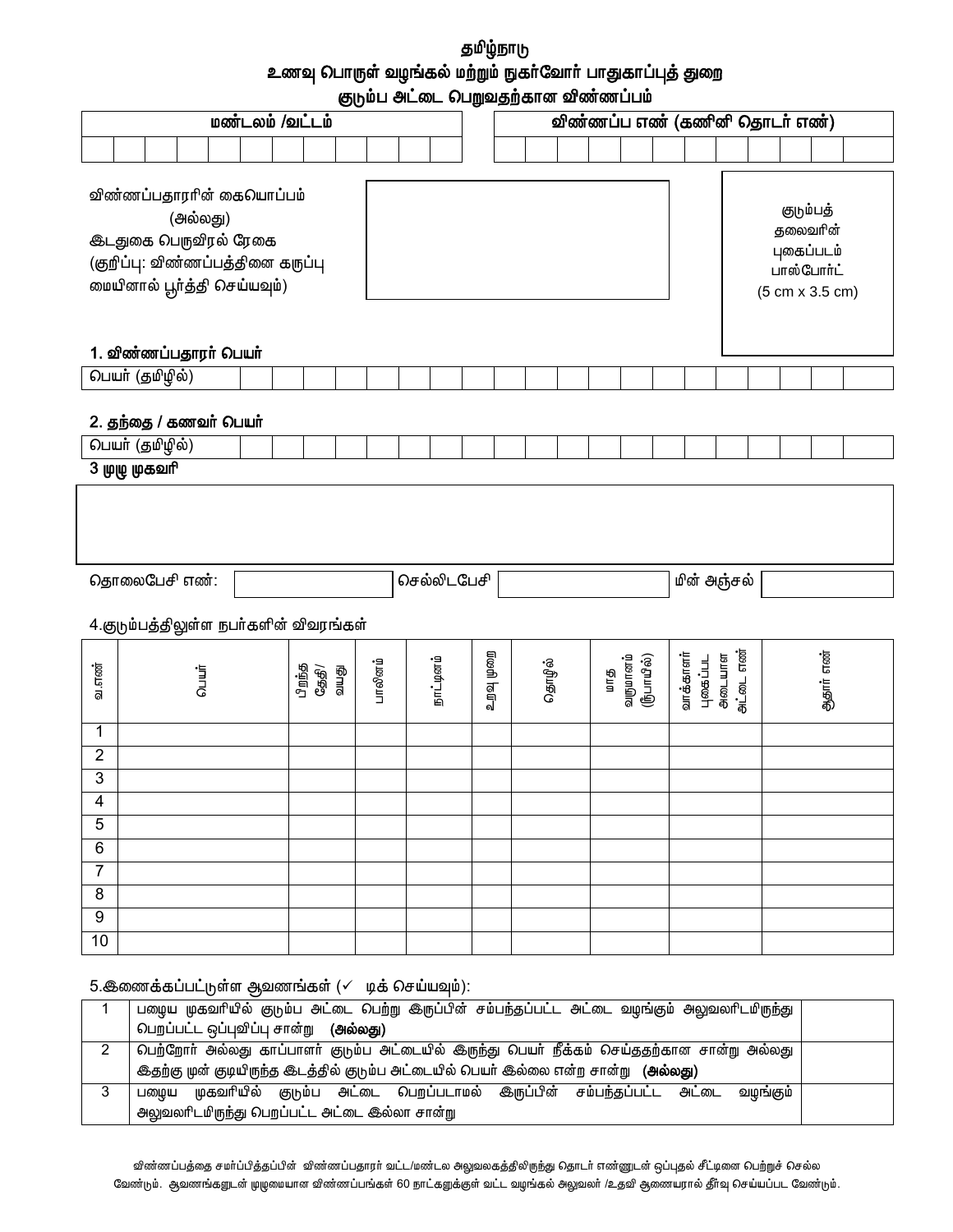# தமிழ்நாடு

## உணவு பொருள் வழங்கல் மற்றும் நுகர்வோர் பாதுகாப்புத் துறை

### குடும்ப அட்டை பெறுவதற்கான விண்ணப்பம்

| மண்டலம் /வட்டம் | விண்ணப்ப எண் (கணினி தொடர் எண்) |
|---|---|
| | |

விண்ணப்பதாரரின் கையொப்பம்
(அல்லது)
இடதுகை பெருவிரல் ரேகை
(குறிப்பு: விண்ணப்பத்தினை கருப்பு மையினால் பூர்த்தி செய்யவும்)

குடும்பத் தலைவரின் புகைப்படம் பாஸ்போர்ட் (5 cm x 3.5 cm)

**1. விண்ணப்பதாரர் பெயர்**

| பெயர் (தமிழில்) | |
|---|---|

**2. தந்தை / கணவர் பெயர்**

| பெயர் (தமிழில்) | |
|---|---|

**3 முழு முகவரி**

| |
|---|
| |

| தொலைபேசி எண்: | | செல்லிடபேசி | | மின் அஞ்சல் | |
|---|---|---|---|---|---|

4.குடும்பத்திலுள்ள நபர்களின் விவரங்கள்

| வ.எண் | பெயர் | பிறந்த தேதி/ வயது | பாலினம் | நாட்டினம் | உறவு முறை | தொழில் | மாத வருமானம் (ரூபாயில்) | வாக்காளர் புகைப்பட அடையாள அட்டை எண் | ஆதார் எண் |
|---|---|---|---|---|---|---|---|---|---|
| 1 | | | | | | | | | |
| 2 | | | | | | | | | |
| 3 | | | | | | | | | |
| 4 | | | | | | | | | |
| 5 | | | | | | | | | |
| 6 | | | | | | | | | |
| 7 | | | | | | | | | |
| 8 | | | | | | | | | |
| 9 | | | | | | | | | |
| 10 | | | | | | | | | |

5.இணைக்கப்பட்டுள்ள ஆவணங்கள் (✓ டிக் செய்யவும்):

| | | |
|---|---|---|
| 1 | பழைய முகவரியில் குடும்ப அட்டை பெற்று இருப்பின் சம்பந்தப்பட்ட அட்டை வழங்கும் அலுவலரிடமிருந்து பெறப்பட்ட ஒப்புவிப்பு சான்று **(அல்லது)** | |
| 2 | பெற்றோர் அல்லது காப்பாளர் குடும்ப அட்டையில் இருந்து பெயர் நீக்கம் செய்ததற்கான சான்று அல்லது இதற்கு முன் குடியிருந்த இடத்தில் குடும்ப அட்டையில் பெயர் இல்லை என்ற சான்று **(அல்லது)** | |
| 3 | பழைய முகவரியில் குடும்ப அட்டை பெறப்படாமல் இருப்பின் சம்பந்தப்பட்ட அட்டை வழங்கும் அலுவலரிடமிருந்து பெறப்பட்ட அட்டை இல்லா சான்று | |

விண்ணப்பத்தை சமர்ப்பித்தப்பின் விண்ணப்பதாரர் வட்ட/மண்டல அலுவலகத்திலிருந்து தொடர் எண்ணுடன் ஒப்புதல் சீட்டினை பெற்றுச் செல்ல வேண்டும். ஆவணங்களுடன் முழுமையான விண்ணப்பங்கள் 60 நாட்களுக்குள் வட்ட வழங்கல் அலுவலர் /உதவி ஆணையரால் தீர்வு செய்யப்பட வேண்டும்.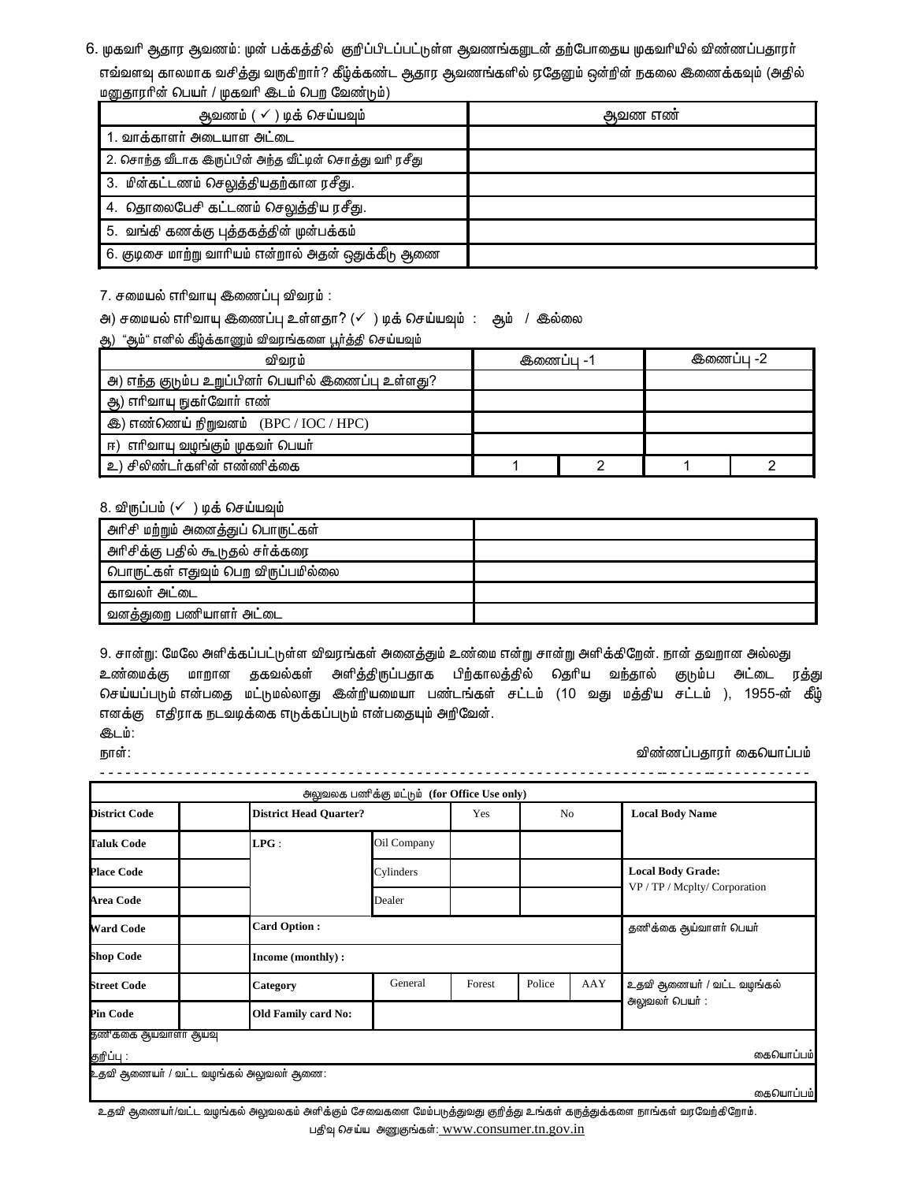6. முகவரி ஆதார ஆவணம்: முன் பக்கத்தில் குறிப்பிடப்பட்டுள்ள ஆவணங்களுடன் தற்போதைய முகவரியில் விண்ணப்பதாரர் எவ்வளவு காலமாக வசித்து வருகிறார்? கீழ்க்கண்ட ஆதார ஆவணங்களில் ஏதேனும் ஒன்றின் நகலை இணைக்கவும் (அதில் மனுதாரரின் பெயர் / முகவரி இடம் பெற வேண்டும்)

| ஆவணம் ( ✓ ) டிக் செய்யவும் | ஆவண எண் |
|---|---|
| 1. வாக்காளர் அடையாள அட்டை | |
| 2. சொந்த வீடாக இருப்பின் அந்த வீட்டின் சொத்து வரி ரசீது | |
| 3. மின்கட்டணம் செலுத்தியதற்கான ரசீது. | |
| 4. தொலைபேசி கட்டணம் செலுத்திய ரசீது. | |
| 5. வங்கி கணக்கு புத்தகத்தின் முன்பக்கம் | |
| 6. குடிசை மாற்று வாரியம் என்றால் அதன் ஒதுக்கீடு ஆணை | |

7. சமையல் எரிவாயு இணைப்பு விவரம் :

அ) சமையல் எரிவாயு இணைப்பு உள்ளதா? (✓ ) டிக் செய்யவும் : ஆம் / இல்லை

ஆ) "ஆம்" எனில் கீழ்க்காணும் விவரங்களை பூர்த்தி செய்யவும்

| விவரம் | இணைப்பு -1 | | இணைப்பு -2 | |
|---|---|---|---|---|
| அ) எந்த குடும்ப உறுப்பினர் பெயரில் இணைப்பு உள்ளது? | | | | |
| ஆ) எரிவாயு நுகர்வோர் எண் | | | | |
| இ) எண்ணெய் நிறுவனம் (BPC / IOC / HPC) | | | | |
| ஈ) எரிவாயு வழங்கும் முகவர் பெயர் | | | | |
| உ) சிலிண்டர்களின் எண்ணிக்கை | 1 | 2 | 1 | 2 |

8. விருப்பம் (✓ ) டிக் செய்யவும்

| | |
|---|---|
| அரிசி மற்றும் அனைத்துப் பொருட்கள் | |
| அரிசிக்கு பதில் கூடுதல் சர்க்கரை | |
| பொருட்கள் எதுவும் பெற விருப்பமில்லை | |
| காவலர் அட்டை | |
| வனத்துறை பணியாளர் அட்டை | |

9. சான்று: மேலே அளிக்கப்பட்டுள்ள விவரங்கள் அனைத்தும் உண்மை என்று சான்று அளிக்கிறேன். நான் தவறான அல்லது உண்மைக்கு மாறான தகவல்கள் அளித்திருப்பதாக பிற்காலத்தில் தெரிய வந்தால் குடும்ப அட்டை ரத்து செய்யப்படும் என்பதை மட்டுமல்லாது இன்றியமையா பண்டங்கள் சட்டம் (10 வது மத்திய சட்டம் ), 1955-ன் கீழ் எனக்கு எதிராக நடவடிக்கை எடுக்கப்படும் என்பதையும் அறிவேன்.

இடம்:

நாள்: விண்ணப்பதாரர் கையொப்பம்

---

அலுவலக பணிக்கு மட்டும் (for Office Use only)

| | | | | | | | | |
|---|---|---|---|---|---|---|---|---|
| **District Code** | | **District Head Quarter?** | | Yes | No | | **Local Body Name** |
| **Taluk Code** | | **LPG** : | Oil Company | | | | |
| **Place Code** | | | Cylinders | | | | **Local Body Grade:** VP / TP / Mcplty/ Corporation |
| **Area Code** | | | Dealer | | | | |
| **Ward Code** | | **Card Option :** | | | | | தணிக்கை ஆய்வாளர் பெயர் |
| **Shop Code** | | **Income (monthly) :** | | | | | |
| **Street Code** | | **Category** | General | Forest | Police | AAY | உதவி ஆணையர் / வட்ட வழங்கல் அலுவலர் பெயர் : |
| **Pin Code** | | **Old Family card No:** | | | | | |

தணிக்கை ஆய்வாளர் ஆய்வு

குறிப்பு : கையொப்பம்

உதவி ஆணையர் / வட்ட வழங்கல் அலுவலர் ஆணை:

கையொப்பம்

உதவி ஆணையர்/வட்ட வழங்கல் அலுவலகம் அளிக்கும் சேவைகளை மேம்படுத்துவது குறித்து உங்கள் கருத்துக்களை நாங்கள் வரவேற்கிறோம்.

பதிவு செய்ய அணுகுங்கள்: www.consumer.tn.gov.in